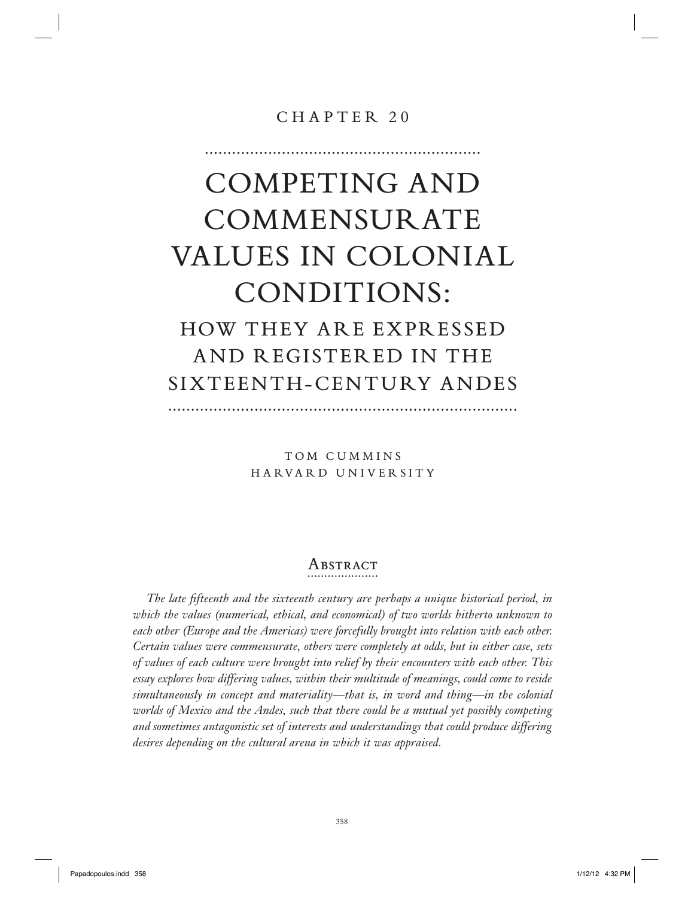CHAPTER 20

# COMPETING AND COMMENSURATE VALUES IN COLONIAL CONDITIONS:

## HOW THEY ARE EXPRESSED AND REGISTERED IN THE SIXTEENTH-CENTURY ANDES

TOM CUMMINS
HARVARD UNIVERSITY

### Abstract

*The late fifteenth and the sixteenth century are perhaps a unique historical period, in which the values (numerical, ethical, and economical) of two worlds hitherto unknown to each other (Europe and the Americas) were forcefully brought into relation with each other. Certain values were commensurate, others were completely at odds, but in either case, sets of values of each culture were brought into relief by their encounters with each other. This essay explores how differing values, within their multitude of meanings, could come to reside simultaneously in concept and materiality—that is, in word and thing—in the colonial worlds of Mexico and the Andes, such that there could be a mutual yet possibly competing and sometimes antagonistic set of interests and understandings that could produce differing desires depending on the cultural arena in which it was appraised.*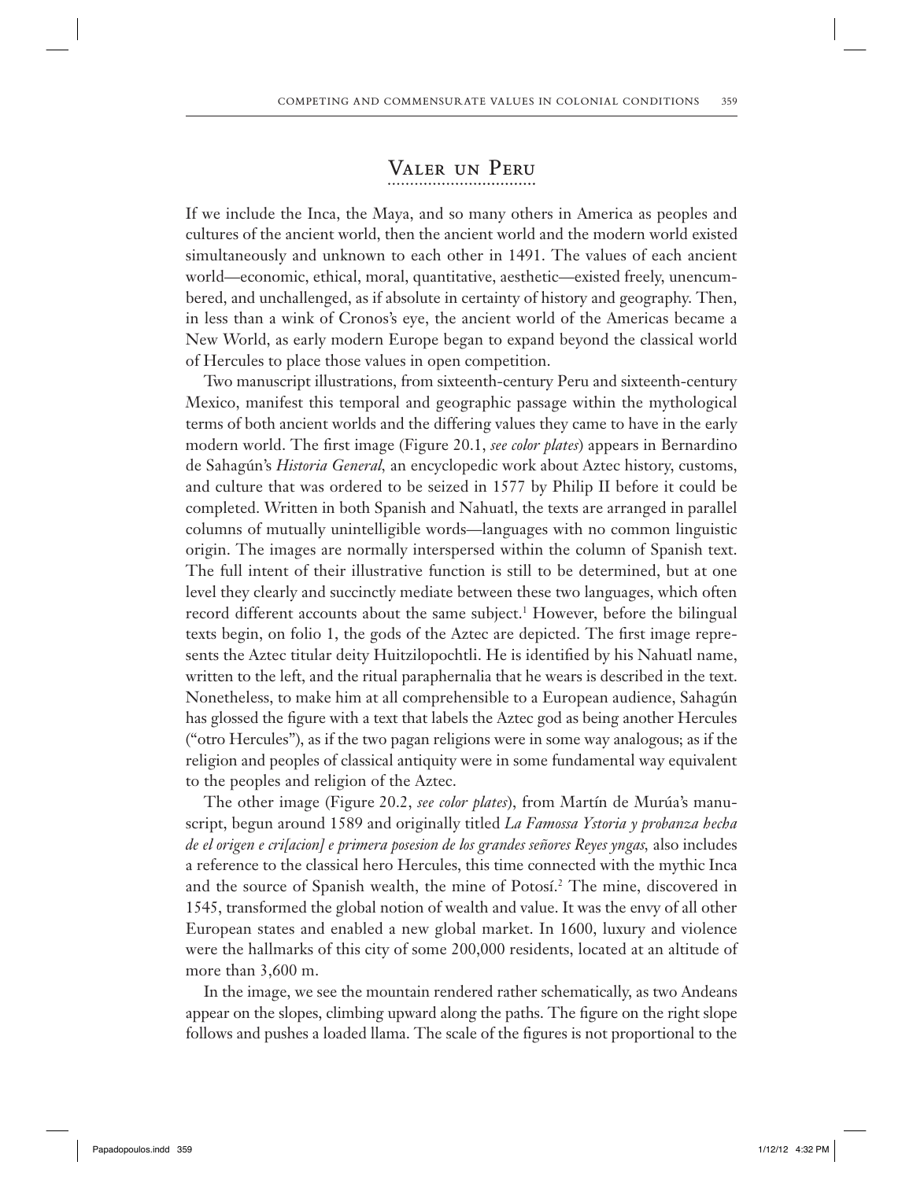## Valer un Peru

If we include the Inca, the Maya, and so many others in America as peoples and cultures of the ancient world, then the ancient world and the modern world existed simultaneously and unknown to each other in 1491. The values of each ancient world—economic, ethical, moral, quantitative, aesthetic—existed freely, unencumbered, and unchallenged, as if absolute in certainty of history and geography. Then, in less than a wink of Cronos's eye, the ancient world of the Americas became a New World, as early modern Europe began to expand beyond the classical world of Hercules to place those values in open competition.

Two manuscript illustrations, from sixteenth-century Peru and sixteenth-century Mexico, manifest this temporal and geographic passage within the mythological terms of both ancient worlds and the differing values they came to have in the early modern world. The first image (Figure 20.1, *see color plates*) appears in Bernardino de Sahagún's *Historia General*, an encyclopedic work about Aztec history, customs, and culture that was ordered to be seized in 1577 by Philip II before it could be completed. Written in both Spanish and Nahuatl, the texts are arranged in parallel columns of mutually unintelligible words—languages with no common linguistic origin. The images are normally interspersed within the column of Spanish text. The full intent of their illustrative function is still to be determined, but at one level they clearly and succinctly mediate between these two languages, which often record different accounts about the same subject.[1] However, before the bilingual texts begin, on folio 1, the gods of the Aztec are depicted. The first image represents the Aztec titular deity Huitzilopochtli. He is identified by his Nahuatl name, written to the left, and the ritual paraphernalia that he wears is described in the text. Nonetheless, to make him at all comprehensible to a European audience, Sahagún has glossed the figure with a text that labels the Aztec god as being another Hercules ("otro Hercules"), as if the two pagan religions were in some way analogous; as if the religion and peoples of classical antiquity were in some fundamental way equivalent to the peoples and religion of the Aztec.

The other image (Figure 20.2, *see color plates*), from Martín de Murúa's manuscript, begun around 1589 and originally titled *La Famossa Ystoria y probanza hecha de el origen e cri[acion] e primera posesion de los grandes señores Reyes yngas*, also includes a reference to the classical hero Hercules, this time connected with the mythic Inca and the source of Spanish wealth, the mine of Potosí.[2] The mine, discovered in 1545, transformed the global notion of wealth and value. It was the envy of all other European states and enabled a new global market. In 1600, luxury and violence were the hallmarks of this city of some 200,000 residents, located at an altitude of more than 3,600 m.

In the image, we see the mountain rendered rather schematically, as two Andeans appear on the slopes, climbing upward along the paths. The figure on the right slope follows and pushes a loaded llama. The scale of the figures is not proportional to the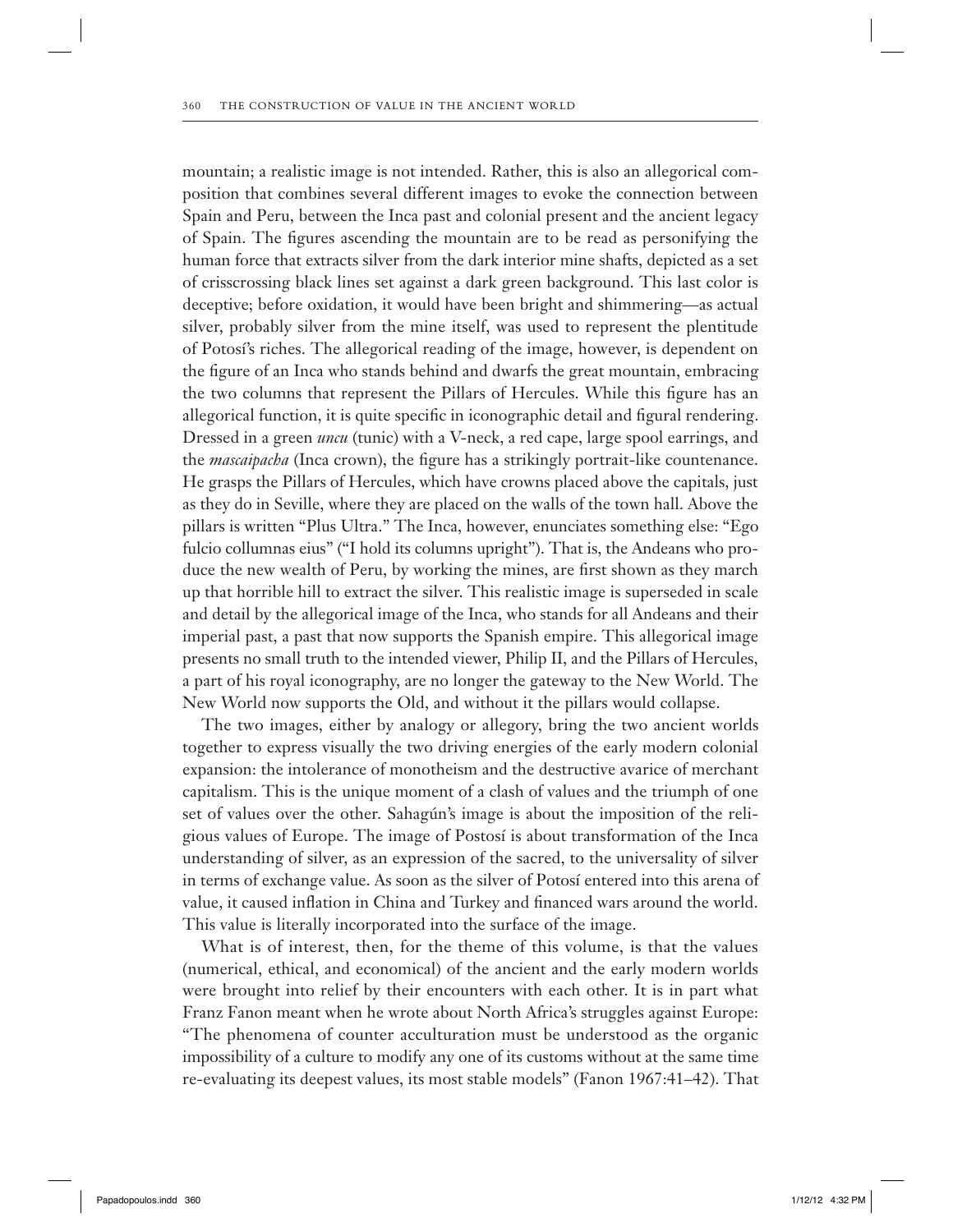mountain; a realistic image is not intended. Rather, this is also an allegorical composition that combines several different images to evoke the connection between Spain and Peru, between the Inca past and colonial present and the ancient legacy of Spain. The figures ascending the mountain are to be read as personifying the human force that extracts silver from the dark interior mine shafts, depicted as a set of crisscrossing black lines set against a dark green background. This last color is deceptive; before oxidation, it would have been bright and shimmering—as actual silver, probably silver from the mine itself, was used to represent the plentitude of Potosí's riches. The allegorical reading of the image, however, is dependent on the figure of an Inca who stands behind and dwarfs the great mountain, embracing the two columns that represent the Pillars of Hercules. While this figure has an allegorical function, it is quite specific in iconographic detail and figural rendering. Dressed in a green *uncu* (tunic) with a V-neck, a red cape, large spool earrings, and the *mascaipacha* (Inca crown), the figure has a strikingly portrait-like countenance. He grasps the Pillars of Hercules, which have crowns placed above the capitals, just as they do in Seville, where they are placed on the walls of the town hall. Above the pillars is written "Plus Ultra." The Inca, however, enunciates something else: "Ego fulcio collumnas eius" ("I hold its columns upright"). That is, the Andeans who produce the new wealth of Peru, by working the mines, are first shown as they march up that horrible hill to extract the silver. This realistic image is superseded in scale and detail by the allegorical image of the Inca, who stands for all Andeans and their imperial past, a past that now supports the Spanish empire. This allegorical image presents no small truth to the intended viewer, Philip II, and the Pillars of Hercules, a part of his royal iconography, are no longer the gateway to the New World. The New World now supports the Old, and without it the pillars would collapse.

The two images, either by analogy or allegory, bring the two ancient worlds together to express visually the two driving energies of the early modern colonial expansion: the intolerance of monotheism and the destructive avarice of merchant capitalism. This is the unique moment of a clash of values and the triumph of one set of values over the other. Sahagún's image is about the imposition of the religious values of Europe. The image of Postosí is about transformation of the Inca understanding of silver, as an expression of the sacred, to the universality of silver in terms of exchange value. As soon as the silver of Potosí entered into this arena of value, it caused inflation in China and Turkey and financed wars around the world. This value is literally incorporated into the surface of the image.

What is of interest, then, for the theme of this volume, is that the values (numerical, ethical, and economical) of the ancient and the early modern worlds were brought into relief by their encounters with each other. It is in part what Franz Fanon meant when he wrote about North Africa's struggles against Europe: "The phenomena of counter acculturation must be understood as the organic impossibility of a culture to modify any one of its customs without at the same time re-evaluating its deepest values, its most stable models" (Fanon 1967:41–42). That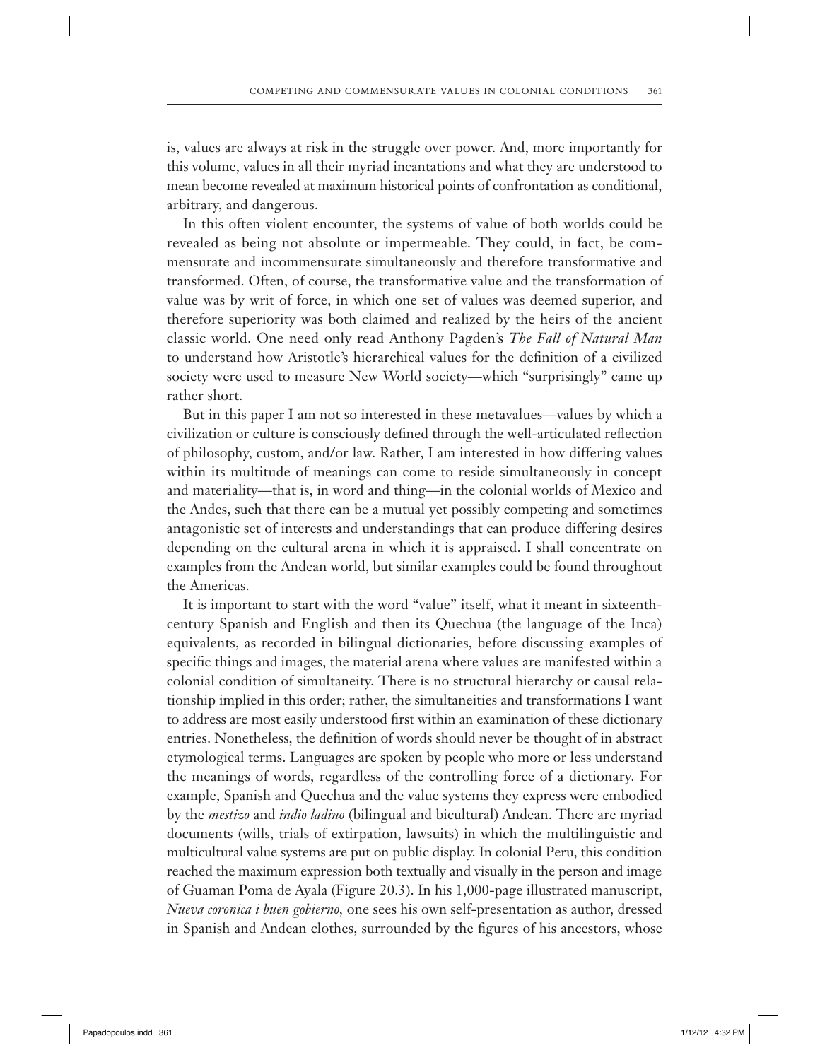is, values are always at risk in the struggle over power. And, more importantly for this volume, values in all their myriad incantations and what they are understood to mean become revealed at maximum historical points of confrontation as conditional, arbitrary, and dangerous.

In this often violent encounter, the systems of value of both worlds could be revealed as being not absolute or impermeable. They could, in fact, be commensurate and incommensurate simultaneously and therefore transformative and transformed. Often, of course, the transformative value and the transformation of value was by writ of force, in which one set of values was deemed superior, and therefore superiority was both claimed and realized by the heirs of the ancient classic world. One need only read Anthony Pagden's *The Fall of Natural Man* to understand how Aristotle's hierarchical values for the definition of a civilized society were used to measure New World society—which "surprisingly" came up rather short.

But in this paper I am not so interested in these metavalues—values by which a civilization or culture is consciously defined through the well-articulated reflection of philosophy, custom, and/or law. Rather, I am interested in how differing values within its multitude of meanings can come to reside simultaneously in concept and materiality—that is, in word and thing—in the colonial worlds of Mexico and the Andes, such that there can be a mutual yet possibly competing and sometimes antagonistic set of interests and understandings that can produce differing desires depending on the cultural arena in which it is appraised. I shall concentrate on examples from the Andean world, but similar examples could be found throughout the Americas.

It is important to start with the word "value" itself, what it meant in sixteenth-century Spanish and English and then its Quechua (the language of the Inca) equivalents, as recorded in bilingual dictionaries, before discussing examples of specific things and images, the material arena where values are manifested within a colonial condition of simultaneity. There is no structural hierarchy or causal relationship implied in this order; rather, the simultaneities and transformations I want to address are most easily understood first within an examination of these dictionary entries. Nonetheless, the definition of words should never be thought of in abstract etymological terms. Languages are spoken by people who more or less understand the meanings of words, regardless of the controlling force of a dictionary. For example, Spanish and Quechua and the value systems they express were embodied by the *mestizo* and *indio ladino* (bilingual and bicultural) Andean. There are myriad documents (wills, trials of extirpation, lawsuits) in which the multilinguistic and multicultural value systems are put on public display. In colonial Peru, this condition reached the maximum expression both textually and visually in the person and image of Guaman Poma de Ayala (Figure 20.3). In his 1,000-page illustrated manuscript, *Nueva coronica i buen gobierno,* one sees his own self-presentation as author, dressed in Spanish and Andean clothes, surrounded by the figures of his ancestors, whose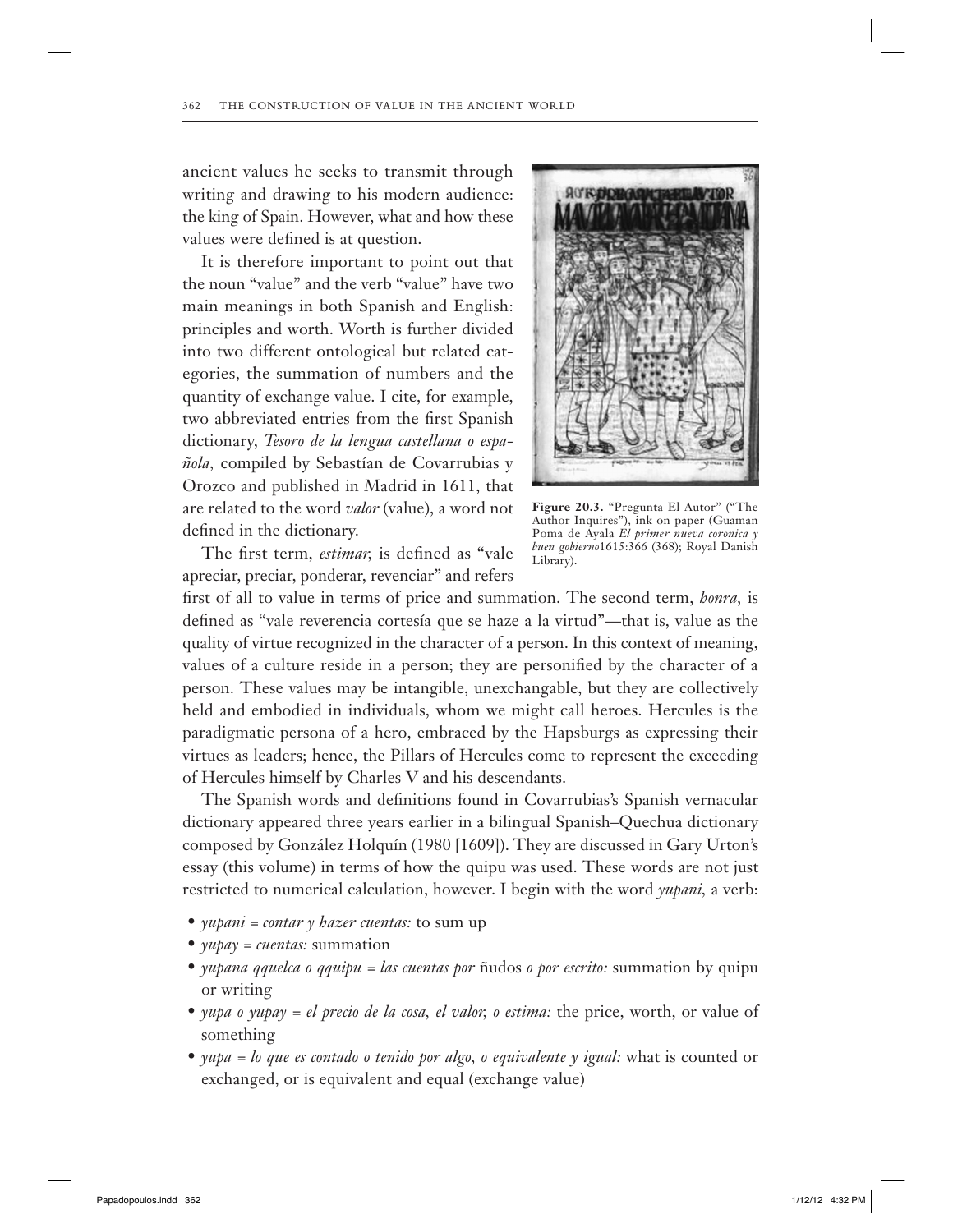ancient values he seeks to transmit through writing and drawing to his modern audience: the king of Spain. However, what and how these values were defined is at question.

It is therefore important to point out that the noun "value" and the verb "value" have two main meanings in both Spanish and English: principles and worth. Worth is further divided into two different ontological but related categories, the summation of numbers and the quantity of exchange value. I cite, for example, two abbreviated entries from the first Spanish dictionary, *Tesoro de la lengua castellana o española*, compiled by Sebastían de Covarrubias y Orozco and published in Madrid in 1611, that are related to the word *valor* (value), a word not defined in the dictionary.

**Figure 20.3.** "Pregunta El Autor" ("The Author Inquires"), ink on paper (Guaman Poma de Ayala *El primer nueva coronica y buen gobierno*1615:366 (368); Royal Danish Library).

The first term, *estimar*, is defined as "vale apreciar, preciar, ponderar, revenciar" and refers first of all to value in terms of price and summation. The second term, *honra*, is defined as "vale reverencia cortesía que se haze a la virtud"—that is, value as the quality of virtue recognized in the character of a person. In this context of meaning, values of a culture reside in a person; they are personified by the character of a person. These values may be intangible, unexchangable, but they are collectively held and embodied in individuals, whom we might call heroes. Hercules is the paradigmatic persona of a hero, embraced by the Hapsburgs as expressing their virtues as leaders; hence, the Pillars of Hercules come to represent the exceeding of Hercules himself by Charles V and his descendants.

The Spanish words and definitions found in Covarrubias's Spanish vernacular dictionary appeared three years earlier in a bilingual Spanish–Quechua dictionary composed by González Holquín (1980 [1609]). They are discussed in Gary Urton's essay (this volume) in terms of how the quipu was used. These words are not just restricted to numerical calculation, however. I begin with the word *yupani*, a verb:

- *yupani = contar y hazer cuentas:* to sum up
- *yupay = cuentas:* summation
- *yupana qquelca o qquipu = las cuentas por* ñudos *o por escrito:* summation by quipu or writing
- *yupa o yupay = el precio de la cosa, el valor, o estima:* the price, worth, or value of something
- *yupa = lo que es contado o tenido por algo, o equivalente y igual:* what is counted or exchanged, or is equivalent and equal (exchange value)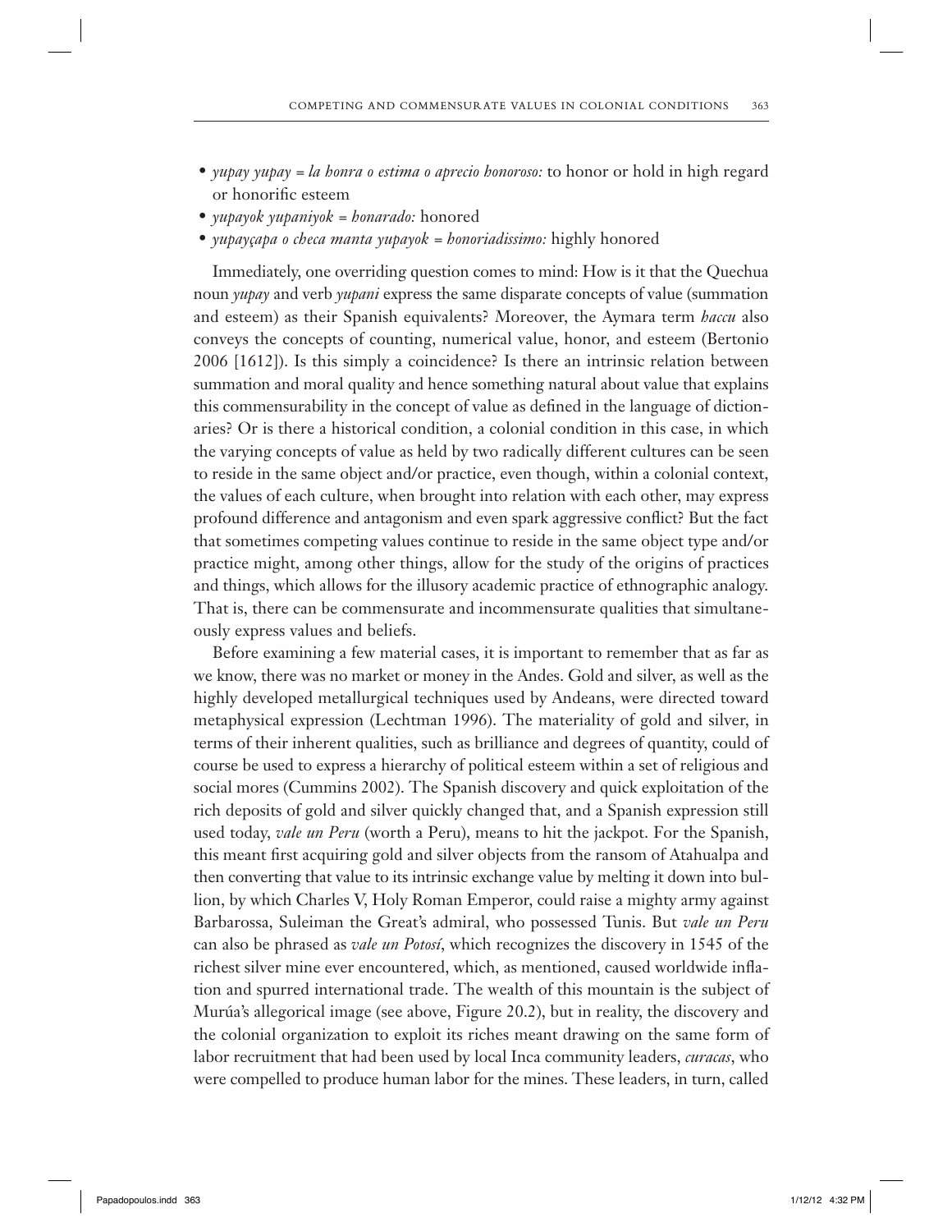- *yupay yupay = la honra o estima o aprecio honoroso:* to honor or hold in high regard or honorific esteem
- *yupayok yupaniyok = honarado:* honored
- *yupayçapa o checa manta yupayok = honoriadissimo:* highly honored

Immediately, one overriding question comes to mind: How is it that the Quechua noun *yupay* and verb *yupani* express the same disparate concepts of value (summation and esteem) as their Spanish equivalents? Moreover, the Aymara term *haccu* also conveys the concepts of counting, numerical value, honor, and esteem (Bertonio 2006 [1612]). Is this simply a coincidence? Is there an intrinsic relation between summation and moral quality and hence something natural about value that explains this commensurability in the concept of value as defined in the language of dictionaries? Or is there a historical condition, a colonial condition in this case, in which the varying concepts of value as held by two radically different cultures can be seen to reside in the same object and/or practice, even though, within a colonial context, the values of each culture, when brought into relation with each other, may express profound difference and antagonism and even spark aggressive conflict? But the fact that sometimes competing values continue to reside in the same object type and/or practice might, among other things, allow for the study of the origins of practices and things, which allows for the illusory academic practice of ethnographic analogy. That is, there can be commensurate and incommensurate qualities that simultaneously express values and beliefs.

Before examining a few material cases, it is important to remember that as far as we know, there was no market or money in the Andes. Gold and silver, as well as the highly developed metallurgical techniques used by Andeans, were directed toward metaphysical expression (Lechtman 1996). The materiality of gold and silver, in terms of their inherent qualities, such as brilliance and degrees of quantity, could of course be used to express a hierarchy of political esteem within a set of religious and social mores (Cummins 2002). The Spanish discovery and quick exploitation of the rich deposits of gold and silver quickly changed that, and a Spanish expression still used today, *vale un Peru* (worth a Peru), means to hit the jackpot. For the Spanish, this meant first acquiring gold and silver objects from the ransom of Atahualpa and then converting that value to its intrinsic exchange value by melting it down into bullion, by which Charles V, Holy Roman Emperor, could raise a mighty army against Barbarossa, Suleiman the Great's admiral, who possessed Tunis. But *vale un Peru* can also be phrased as *vale un Potosí*, which recognizes the discovery in 1545 of the richest silver mine ever encountered, which, as mentioned, caused worldwide inflation and spurred international trade. The wealth of this mountain is the subject of Murúa's allegorical image (see above, Figure 20.2), but in reality, the discovery and the colonial organization to exploit its riches meant drawing on the same form of labor recruitment that had been used by local Inca community leaders, *curacas*, who were compelled to produce human labor for the mines. These leaders, in turn, called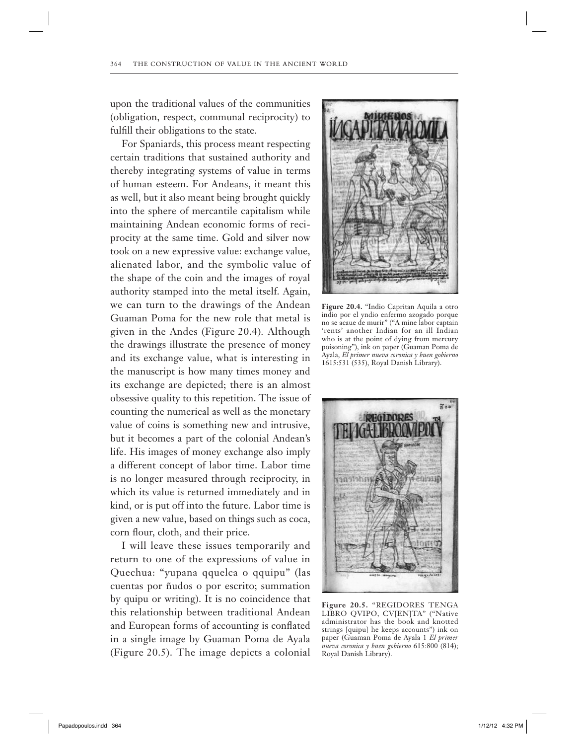upon the traditional values of the communities (obligation, respect, communal reciprocity) to fulfill their obligations to the state.

For Spaniards, this process meant respecting certain traditions that sustained authority and thereby integrating systems of value in terms of human esteem. For Andeans, it meant this as well, but it also meant being brought quickly into the sphere of mercantile capitalism while maintaining Andean economic forms of reciprocity at the same time. Gold and silver now took on a new expressive value: exchange value, alienated labor, and the symbolic value of the shape of the coin and the images of royal authority stamped into the metal itself. Again, we can turn to the drawings of the Andean Guaman Poma for the new role that metal is given in the Andes (Figure 20.4). Although the drawings illustrate the presence of money and its exchange value, what is interesting in the manuscript is how many times money and its exchange are depicted; there is an almost obsessive quality to this repetition. The issue of counting the numerical as well as the monetary value of coins is something new and intrusive, but it becomes a part of the colonial Andean's life. His images of money exchange also imply a different concept of labor time. Labor time is no longer measured through reciprocity, in which its value is returned immediately and in kind, or is put off into the future. Labor time is given a new value, based on things such as coca, corn flour, cloth, and their price.

**Figure 20.4.** "Indio Capritan Aquila a otro indio por el yndio enfermo azogado porque no se acaue de murir" ("A mine labor captain 'rents' another Indian for an ill Indian who is at the point of dying from mercury poisoning"), ink on paper (Guaman Poma de Ayala, *El primer nueva coronica y buen gobierno* 1615:531 (535), Royal Danish Library).

I will leave these issues temporarily and return to one of the expressions of value in Quechua: "yupana qquelca o qquipu" (las cuentas por ñudos o por escrito; summation by quipu or writing). It is no coincidence that this relationship between traditional Andean and European forms of accounting is conflated in a single image by Guaman Poma de Ayala (Figure 20.5). The image depicts a colonial

**Figure 20.5.** "REGIDORES TENGA LIBRO QVIPO, CV[EN]TA" ("Native administrator has the book and knotted strings [quipu] he keeps accounts") ink on paper (Guaman Poma de Ayala 1 *El primer nueva coronica y buen gobierno* 615:800 (814); Royal Danish Library).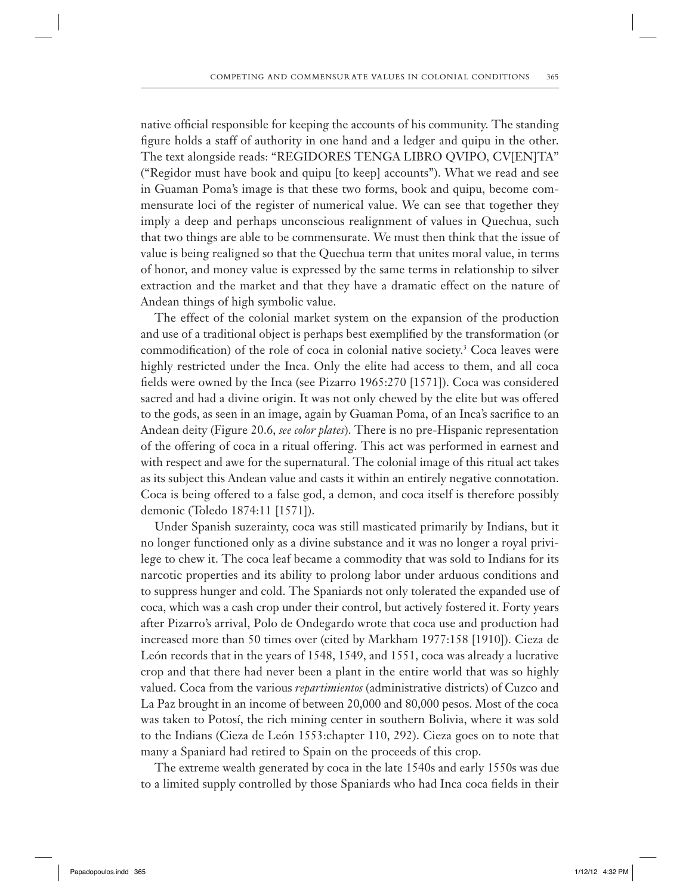native official responsible for keeping the accounts of his community. The standing figure holds a staff of authority in one hand and a ledger and quipu in the other. The text alongside reads: "REGIDORES TENGA LIBRO QVIPO, CV[EN]TA" ("Regidor must have book and quipu [to keep] accounts"). What we read and see in Guaman Poma's image is that these two forms, book and quipu, become commensurate loci of the register of numerical value. We can see that together they imply a deep and perhaps unconscious realignment of values in Quechua, such that two things are able to be commensurate. We must then think that the issue of value is being realigned so that the Quechua term that unites moral value, in terms of honor, and money value is expressed by the same terms in relationship to silver extraction and the market and that they have a dramatic effect on the nature of Andean things of high symbolic value.

The effect of the colonial market system on the expansion of the production and use of a traditional object is perhaps best exemplified by the transformation (or commodification) of the role of coca in colonial native society.[3] Coca leaves were highly restricted under the Inca. Only the elite had access to them, and all coca fields were owned by the Inca (see Pizarro 1965:270 [1571]). Coca was considered sacred and had a divine origin. It was not only chewed by the elite but was offered to the gods, as seen in an image, again by Guaman Poma, of an Inca's sacrifice to an Andean deity (Figure 20.6, *see color plates*). There is no pre-Hispanic representation of the offering of coca in a ritual offering. This act was performed in earnest and with respect and awe for the supernatural. The colonial image of this ritual act takes as its subject this Andean value and casts it within an entirely negative connotation. Coca is being offered to a false god, a demon, and coca itself is therefore possibly demonic (Toledo 1874:11 [1571]).

Under Spanish suzerainty, coca was still masticated primarily by Indians, but it no longer functioned only as a divine substance and it was no longer a royal privilege to chew it. The coca leaf became a commodity that was sold to Indians for its narcotic properties and its ability to prolong labor under arduous conditions and to suppress hunger and cold. The Spaniards not only tolerated the expanded use of coca, which was a cash crop under their control, but actively fostered it. Forty years after Pizarro's arrival, Polo de Ondegardo wrote that coca use and production had increased more than 50 times over (cited by Markham 1977:158 [1910]). Cieza de León records that in the years of 1548, 1549, and 1551, coca was already a lucrative crop and that there had never been a plant in the entire world that was so highly valued. Coca from the various *repartimientos* (administrative districts) of Cuzco and La Paz brought in an income of between 20,000 and 80,000 pesos. Most of the coca was taken to Potosí, the rich mining center in southern Bolivia, where it was sold to the Indians (Cieza de León 1553:chapter 110, 292). Cieza goes on to note that many a Spaniard had retired to Spain on the proceeds of this crop.

The extreme wealth generated by coca in the late 1540s and early 1550s was due to a limited supply controlled by those Spaniards who had Inca coca fields in their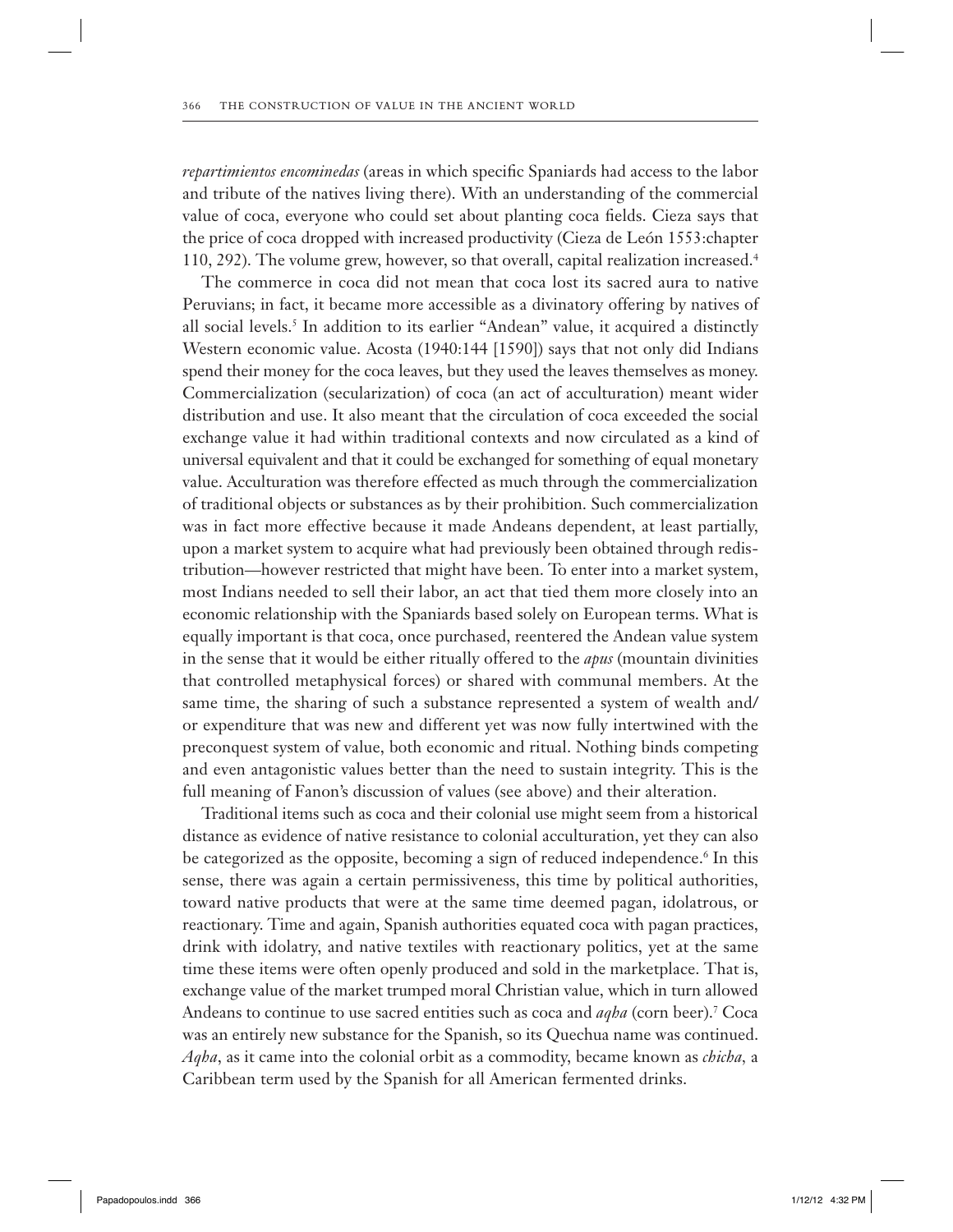*repartimientos encominedas* (areas in which specific Spaniards had access to the labor and tribute of the natives living there). With an understanding of the commercial value of coca, everyone who could set about planting coca fields. Cieza says that the price of coca dropped with increased productivity (Cieza de León 1553:chapter 110, 292). The volume grew, however, so that overall, capital realization increased.[4]

The commerce in coca did not mean that coca lost its sacred aura to native Peruvians; in fact, it became more accessible as a divinatory offering by natives of all social levels.[5] In addition to its earlier "Andean" value, it acquired a distinctly Western economic value. Acosta (1940:144 [1590]) says that not only did Indians spend their money for the coca leaves, but they used the leaves themselves as money. Commercialization (secularization) of coca (an act of acculturation) meant wider distribution and use. It also meant that the circulation of coca exceeded the social exchange value it had within traditional contexts and now circulated as a kind of universal equivalent and that it could be exchanged for something of equal monetary value. Acculturation was therefore effected as much through the commercialization of traditional objects or substances as by their prohibition. Such commercialization was in fact more effective because it made Andeans dependent, at least partially, upon a market system to acquire what had previously been obtained through redistribution—however restricted that might have been. To enter into a market system, most Indians needed to sell their labor, an act that tied them more closely into an economic relationship with the Spaniards based solely on European terms. What is equally important is that coca, once purchased, reentered the Andean value system in the sense that it would be either ritually offered to the *apus* (mountain divinities that controlled metaphysical forces) or shared with communal members. At the same time, the sharing of such a substance represented a system of wealth and/or expenditure that was new and different yet was now fully intertwined with the preconquest system of value, both economic and ritual. Nothing binds competing and even antagonistic values better than the need to sustain integrity. This is the full meaning of Fanon's discussion of values (see above) and their alteration.

Traditional items such as coca and their colonial use might seem from a historical distance as evidence of native resistance to colonial acculturation, yet they can also be categorized as the opposite, becoming a sign of reduced independence.[6] In this sense, there was again a certain permissiveness, this time by political authorities, toward native products that were at the same time deemed pagan, idolatrous, or reactionary. Time and again, Spanish authorities equated coca with pagan practices, drink with idolatry, and native textiles with reactionary politics, yet at the same time these items were often openly produced and sold in the marketplace. That is, exchange value of the market trumped moral Christian value, which in turn allowed Andeans to continue to use sacred entities such as coca and *aqha* (corn beer).[7] Coca was an entirely new substance for the Spanish, so its Quechua name was continued. *Aqha*, as it came into the colonial orbit as a commodity, became known as *chicha*, a Caribbean term used by the Spanish for all American fermented drinks.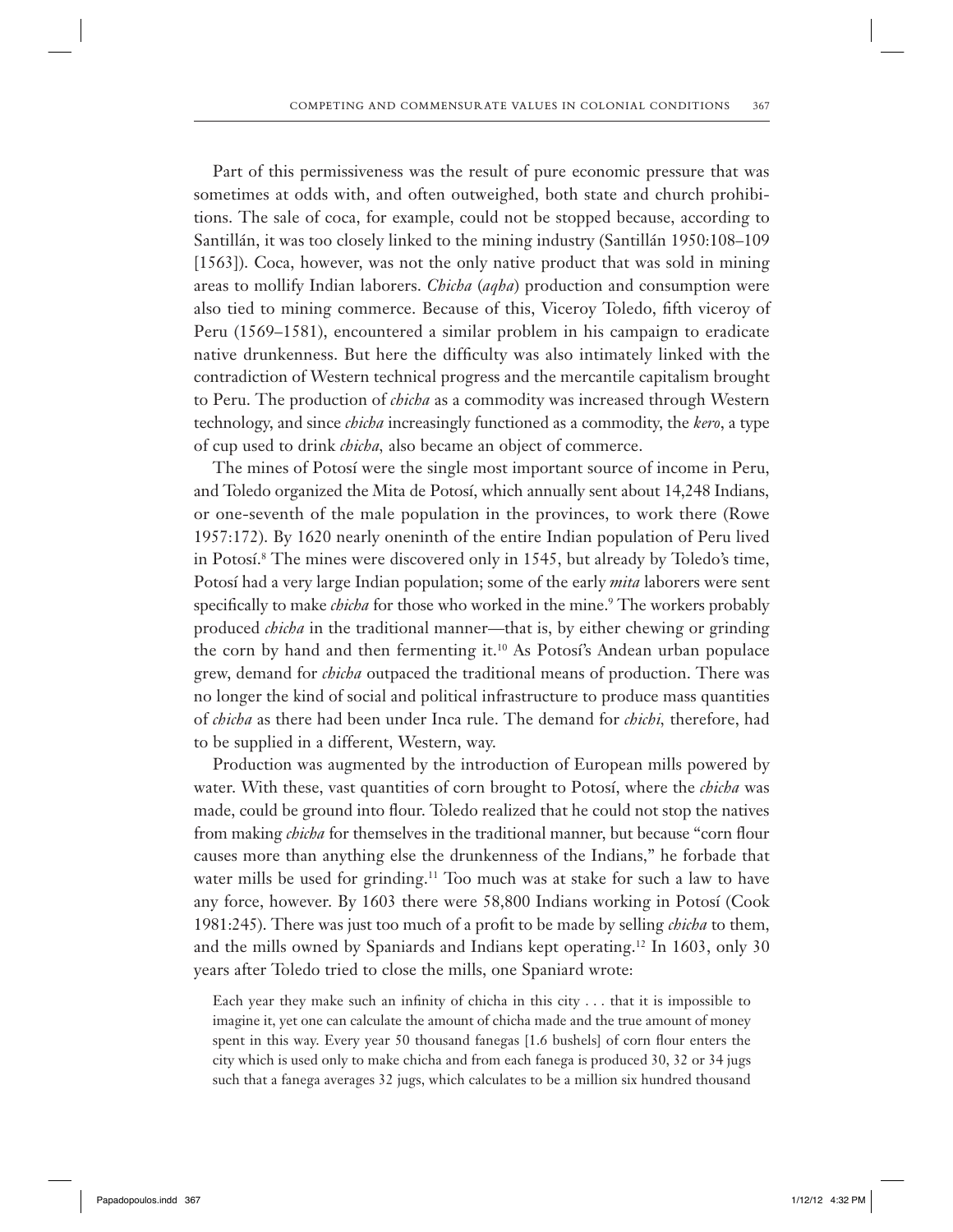Part of this permissiveness was the result of pure economic pressure that was sometimes at odds with, and often outweighed, both state and church prohibitions. The sale of coca, for example, could not be stopped because, according to Santillán, it was too closely linked to the mining industry (Santillán 1950:108–109 [1563]). Coca, however, was not the only native product that was sold in mining areas to mollify Indian laborers. *Chicha* (*aqha*) production and consumption were also tied to mining commerce. Because of this, Viceroy Toledo, fifth viceroy of Peru (1569–1581), encountered a similar problem in his campaign to eradicate native drunkenness. But here the difficulty was also intimately linked with the contradiction of Western technical progress and the mercantile capitalism brought to Peru. The production of *chicha* as a commodity was increased through Western technology, and since *chicha* increasingly functioned as a commodity, the *kero*, a type of cup used to drink *chicha*, also became an object of commerce.

The mines of Potosí were the single most important source of income in Peru, and Toledo organized the Mita de Potosí, which annually sent about 14,248 Indians, or one-seventh of the male population in the provinces, to work there (Rowe 1957:172). By 1620 nearly oneninth of the entire Indian population of Peru lived in Potosí.[8] The mines were discovered only in 1545, but already by Toledo's time, Potosí had a very large Indian population; some of the early *mita* laborers were sent specifically to make *chicha* for those who worked in the mine.[9] The workers probably produced *chicha* in the traditional manner—that is, by either chewing or grinding the corn by hand and then fermenting it.[10] As Potosí's Andean urban populace grew, demand for *chicha* outpaced the traditional means of production. There was no longer the kind of social and political infrastructure to produce mass quantities of *chicha* as there had been under Inca rule. The demand for *chichi,* therefore, had to be supplied in a different, Western, way.

Production was augmented by the introduction of European mills powered by water. With these, vast quantities of corn brought to Potosí, where the *chicha* was made, could be ground into flour. Toledo realized that he could not stop the natives from making *chicha* for themselves in the traditional manner, but because "corn flour causes more than anything else the drunkenness of the Indians," he forbade that water mills be used for grinding.[11] Too much was at stake for such a law to have any force, however. By 1603 there were 58,800 Indians working in Potosí (Cook 1981:245). There was just too much of a profit to be made by selling *chicha* to them, and the mills owned by Spaniards and Indians kept operating.[12] In 1603, only 30 years after Toledo tried to close the mills, one Spaniard wrote:

> Each year they make such an infinity of chicha in this city . . . that it is impossible to imagine it, yet one can calculate the amount of chicha made and the true amount of money spent in this way. Every year 50 thousand fanegas [1.6 bushels] of corn flour enters the city which is used only to make chicha and from each fanega is produced 30, 32 or 34 jugs such that a fanega averages 32 jugs, which calculates to be a million six hundred thousand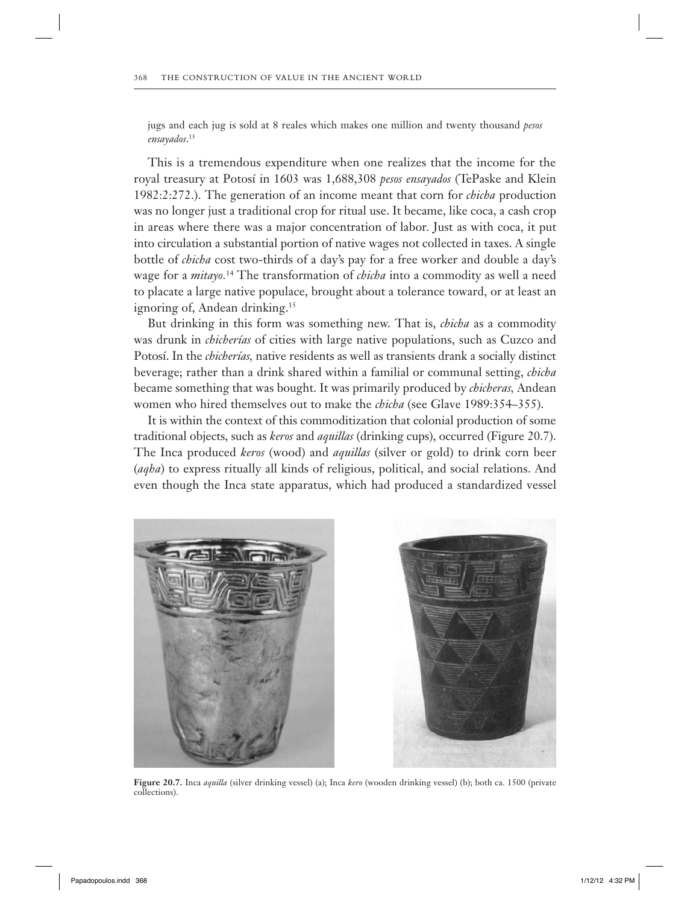jugs and each jug is sold at 8 reales which makes one million and twenty thousand *pesos ensayados*.[13]

This is a tremendous expenditure when one realizes that the income for the royal treasury at Potosí in 1603 was 1,688,308 *pesos ensayados* (TePaske and Klein 1982:2:272.). The generation of an income meant that corn for *chicha* production was no longer just a traditional crop for ritual use. It became, like coca, a cash crop in areas where there was a major concentration of labor. Just as with coca, it put into circulation a substantial portion of native wages not collected in taxes. A single bottle of *chicha* cost two-thirds of a day's pay for a free worker and double a day's wage for a *mitayo*.[14] The transformation of *chicha* into a commodity as well a need to placate a large native populace, brought about a tolerance toward, or at least an ignoring of, Andean drinking.[15]

But drinking in this form was something new. That is, *chicha* as a commodity was drunk in *chicherías* of cities with large native populations, such as Cuzco and Potosí. In the *chicherías*, native residents as well as transients drank a socially distinct beverage; rather than a drink shared within a familial or communal setting, *chicha* became something that was bought. It was primarily produced by *chicheras*, Andean women who hired themselves out to make the *chicha* (see Glave 1989:354–355).

It is within the context of this commoditization that colonial production of some traditional objects, such as *keros* and *aquillas* (drinking cups), occurred (Figure 20.7). The Inca produced *keros* (wood) and *aquillas* (silver or gold) to drink corn beer (*aqha*) to express ritually all kinds of religious, political, and social relations. And even though the Inca state apparatus, which had produced a standardized vessel

**Figure 20.7.** Inca *aquilla* (silver drinking vessel) (a); Inca *kero* (wooden drinking vessel) (b); both ca. 1500 (private collections).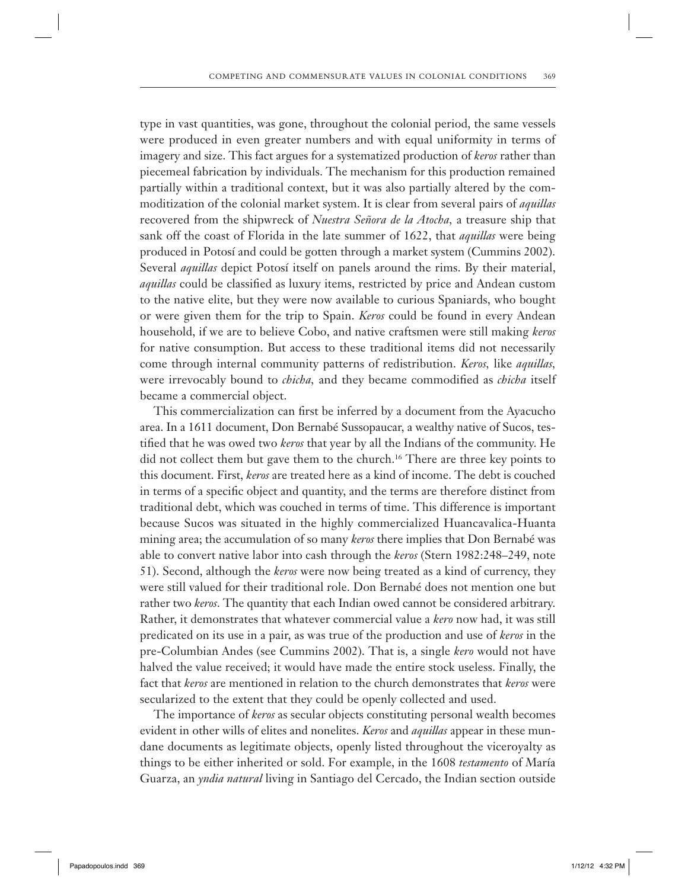type in vast quantities, was gone, throughout the colonial period, the same vessels were produced in even greater numbers and with equal uniformity in terms of imagery and size. This fact argues for a systematized production of *keros* rather than piecemeal fabrication by individuals. The mechanism for this production remained partially within a traditional context, but it was also partially altered by the commoditization of the colonial market system. It is clear from several pairs of *aquillas* recovered from the shipwreck of *Nuestra Señora de la Atocha*, a treasure ship that sank off the coast of Florida in the late summer of 1622, that *aquillas* were being produced in Potosí and could be gotten through a market system (Cummins 2002). Several *aquillas* depict Potosí itself on panels around the rims. By their material, *aquillas* could be classified as luxury items, restricted by price and Andean custom to the native elite, but they were now available to curious Spaniards, who bought or were given them for the trip to Spain. *Keros* could be found in every Andean household, if we are to believe Cobo, and native craftsmen were still making *keros* for native consumption. But access to these traditional items did not necessarily come through internal community patterns of redistribution. *Keros*, like *aquillas*, were irrevocably bound to *chicha*, and they became commodified as *chicha* itself became a commercial object.

This commercialization can first be inferred by a document from the Ayacucho area. In a 1611 document, Don Bernabé Sussopaucar, a wealthy native of Sucos, testified that he was owed two *keros* that year by all the Indians of the community. He did not collect them but gave them to the church.[16] There are three key points to this document. First, *keros* are treated here as a kind of income. The debt is couched in terms of a specific object and quantity, and the terms are therefore distinct from traditional debt, which was couched in terms of time. This difference is important because Sucos was situated in the highly commercialized Huancavalica-Huanta mining area; the accumulation of so many *keros* there implies that Don Bernabé was able to convert native labor into cash through the *keros* (Stern 1982:248–249, note 51). Second, although the *keros* were now being treated as a kind of currency, they were still valued for their traditional role. Don Bernabé does not mention one but rather two *keros*. The quantity that each Indian owed cannot be considered arbitrary. Rather, it demonstrates that whatever commercial value a *kero* now had, it was still predicated on its use in a pair, as was true of the production and use of *keros* in the pre-Columbian Andes (see Cummins 2002). That is, a single *kero* would not have halved the value received; it would have made the entire stock useless. Finally, the fact that *keros* are mentioned in relation to the church demonstrates that *keros* were secularized to the extent that they could be openly collected and used.

The importance of *keros* as secular objects constituting personal wealth becomes evident in other wills of elites and nonelites. *Keros* and *aquillas* appear in these mundane documents as legitimate objects, openly listed throughout the viceroyalty as things to be either inherited or sold. For example, in the 1608 *testamento* of María Guarza, an *yndia natural* living in Santiago del Cercado, the Indian section outside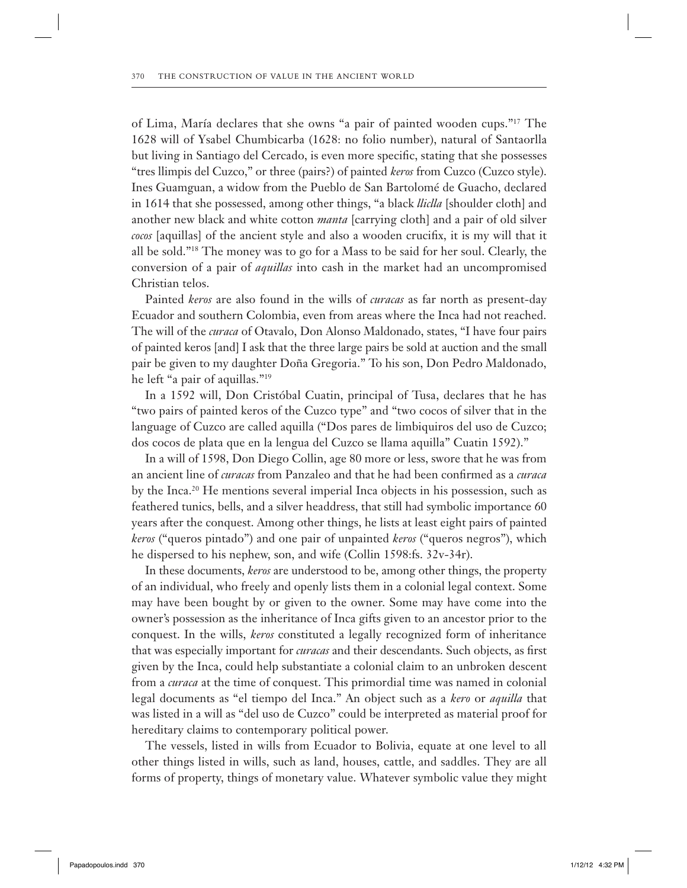of Lima, María declares that she owns "a pair of painted wooden cups."[17] The 1628 will of Ysabel Chumbicarba (1628: no folio number), natural of Santaorlla but living in Santiago del Cercado, is even more specific, stating that she possesses "tres llimpis del Cuzco," or three (pairs?) of painted *keros* from Cuzco (Cuzco style). Ines Guamguan, a widow from the Pueblo de San Bartolomé de Guacho, declared in 1614 that she possessed, among other things, "a black *lliclla* [shoulder cloth] and another new black and white cotton *manta* [carrying cloth] and a pair of old silver *cocos* [aquillas] of the ancient style and also a wooden crucifix, it is my will that it all be sold."[18] The money was to go for a Mass to be said for her soul. Clearly, the conversion of a pair of *aquillas* into cash in the market had an uncompromised Christian telos.

Painted *keros* are also found in the wills of *curacas* as far north as present-day Ecuador and southern Colombia, even from areas where the Inca had not reached. The will of the *curaca* of Otavalo, Don Alonso Maldonado, states, "I have four pairs of painted keros [and] I ask that the three large pairs be sold at auction and the small pair be given to my daughter Doña Gregoria." To his son, Don Pedro Maldonado, he left "a pair of aquillas."[19]

In a 1592 will, Don Cristóbal Cuatin, principal of Tusa, declares that he has "two pairs of painted keros of the Cuzco type" and "two cocos of silver that in the language of Cuzco are called aquilla ("Dos pares de limbiquiros del uso de Cuzco; dos cocos de plata que en la lengua del Cuzco se llama aquilla" Cuatin 1592)."

In a will of 1598, Don Diego Collin, age 80 more or less, swore that he was from an ancient line of *curacas* from Panzaleo and that he had been confirmed as a *curaca* by the Inca.[20] He mentions several imperial Inca objects in his possession, such as feathered tunics, bells, and a silver headdress, that still had symbolic importance 60 years after the conquest. Among other things, he lists at least eight pairs of painted *keros* ("queros pintado") and one pair of unpainted *keros* ("queros negros"), which he dispersed to his nephew, son, and wife (Collin 1598:fs. 32v-34r).

In these documents, *keros* are understood to be, among other things, the property of an individual, who freely and openly lists them in a colonial legal context. Some may have been bought by or given to the owner. Some may have come into the owner's possession as the inheritance of Inca gifts given to an ancestor prior to the conquest. In the wills, *keros* constituted a legally recognized form of inheritance that was especially important for *curacas* and their descendants. Such objects, as first given by the Inca, could help substantiate a colonial claim to an unbroken descent from a *curaca* at the time of conquest. This primordial time was named in colonial legal documents as "el tiempo del Inca." An object such as a *kero* or *aquilla* that was listed in a will as "del uso de Cuzco" could be interpreted as material proof for hereditary claims to contemporary political power.

The vessels, listed in wills from Ecuador to Bolivia, equate at one level to all other things listed in wills, such as land, houses, cattle, and saddles. They are all forms of property, things of monetary value. Whatever symbolic value they might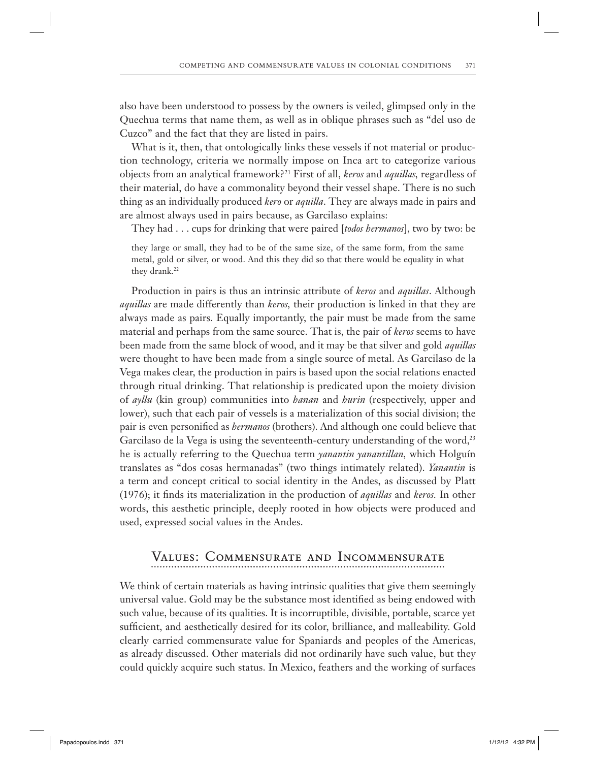also have been understood to possess by the owners is veiled, glimpsed only in the Quechua terms that name them, as well as in oblique phrases such as "del uso de Cuzco" and the fact that they are listed in pairs.

What is it, then, that ontologically links these vessels if not material or production technology, criteria we normally impose on Inca art to categorize various objects from an analytical framework?[21] First of all, *keros* and *aquillas,* regardless of their material, do have a commonality beyond their vessel shape. There is no such thing as an individually produced *kero* or *aquilla*. They are always made in pairs and are almost always used in pairs because, as Garcilaso explains:

> They had . . . cups for drinking that were paired [*todos hermanos*], two by two: be they large or small, they had to be of the same size, of the same form, from the same metal, gold or silver, or wood. And this they did so that there would be equality in what they drank.[22]

Production in pairs is thus an intrinsic attribute of *keros* and *aquillas*. Although *aquillas* are made differently than *keros,* their production is linked in that they are always made as pairs. Equally importantly, the pair must be made from the same material and perhaps from the same source. That is, the pair of *keros* seems to have been made from the same block of wood, and it may be that silver and gold *aquillas* were thought to have been made from a single source of metal. As Garcilaso de la Vega makes clear, the production in pairs is based upon the social relations enacted through ritual drinking. That relationship is predicated upon the moiety division of *ayllu* (kin group) communities into *hanan* and *hurin* (respectively, upper and lower), such that each pair of vessels is a materialization of this social division; the pair is even personified as *hermanos* (brothers). And although one could believe that Garcilaso de la Vega is using the seventeenth-century understanding of the word,[23] he is actually referring to the Quechua term *yanantin yanantillan,* which Holguín translates as "dos cosas hermanadas" (two things intimately related). *Yanantin* is a term and concept critical to social identity in the Andes, as discussed by Platt (1976); it finds its materialization in the production of *aquillas* and *keros.* In other words, this aesthetic principle, deeply rooted in how objects were produced and used, expressed social values in the Andes.

## Values: Commensurate and Incommensurate

We think of certain materials as having intrinsic qualities that give them seemingly universal value. Gold may be the substance most identified as being endowed with such value, because of its qualities. It is incorruptible, divisible, portable, scarce yet sufficient, and aesthetically desired for its color, brilliance, and malleability. Gold clearly carried commensurate value for Spaniards and peoples of the Americas, as already discussed. Other materials did not ordinarily have such value, but they could quickly acquire such status. In Mexico, feathers and the working of surfaces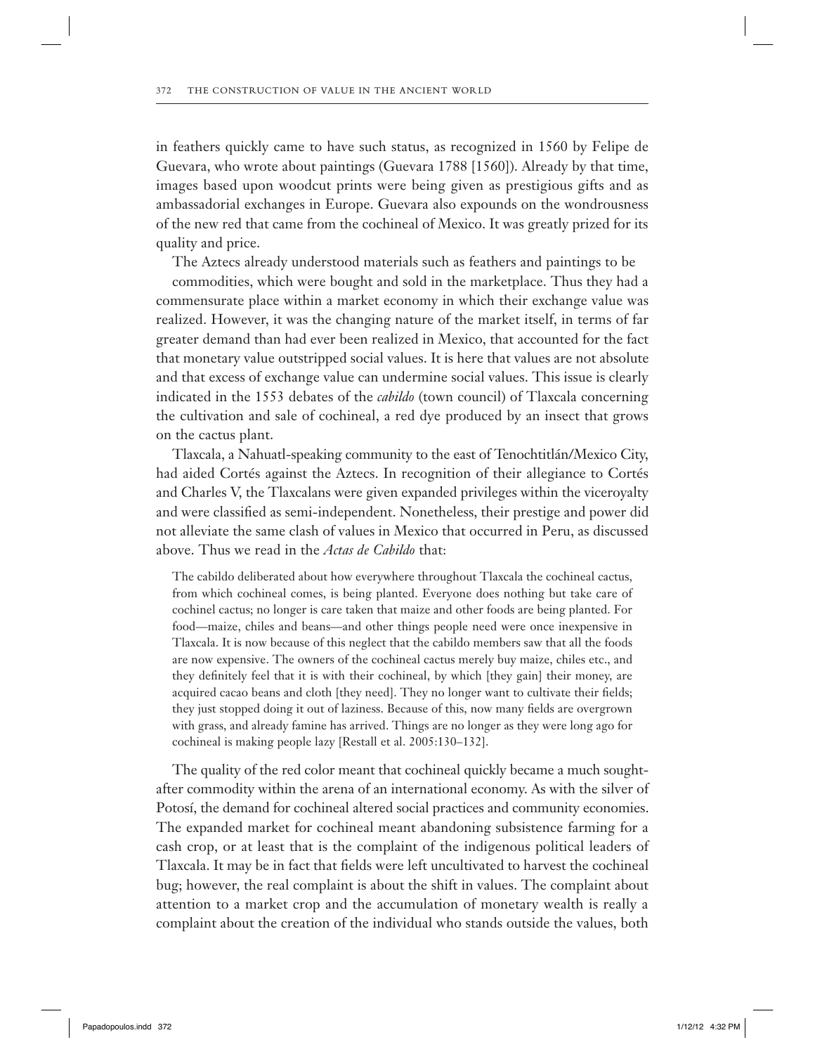in feathers quickly came to have such status, as recognized in 1560 by Felipe de Guevara, who wrote about paintings (Guevara 1788 [1560]). Already by that time, images based upon woodcut prints were being given as prestigious gifts and as ambassadorial exchanges in Europe. Guevara also expounds on the wondrousness of the new red that came from the cochineal of Mexico. It was greatly prized for its quality and price.

The Aztecs already understood materials such as feathers and paintings to be commodities, which were bought and sold in the marketplace. Thus they had a commensurate place within a market economy in which their exchange value was realized. However, it was the changing nature of the market itself, in terms of far greater demand than had ever been realized in Mexico, that accounted for the fact that monetary value outstripped social values. It is here that values are not absolute and that excess of exchange value can undermine social values. This issue is clearly indicated in the 1553 debates of the *cabildo* (town council) of Tlaxcala concerning the cultivation and sale of cochineal, a red dye produced by an insect that grows on the cactus plant.

Tlaxcala, a Nahuatl-speaking community to the east of Tenochtitlán/Mexico City, had aided Cortés against the Aztecs. In recognition of their allegiance to Cortés and Charles V, the Tlaxcalans were given expanded privileges within the viceroyalty and were classified as semi-independent. Nonetheless, their prestige and power did not alleviate the same clash of values in Mexico that occurred in Peru, as discussed above. Thus we read in the *Actas de Cabildo* that:

> The cabildo deliberated about how everywhere throughout Tlaxcala the cochineal cactus, from which cochineal comes, is being planted. Everyone does nothing but take care of cochinel cactus; no longer is care taken that maize and other foods are being planted. For food—maize, chiles and beans—and other things people need were once inexpensive in Tlaxcala. It is now because of this neglect that the cabildo members saw that all the foods are now expensive. The owners of the cochineal cactus merely buy maize, chiles etc., and they definitely feel that it is with their cochineal, by which [they gain] their money, are acquired cacao beans and cloth [they need]. They no longer want to cultivate their fields; they just stopped doing it out of laziness. Because of this, now many fields are overgrown with grass, and already famine has arrived. Things are no longer as they were long ago for cochineal is making people lazy [Restall et al. 2005:130–132].

The quality of the red color meant that cochineal quickly became a much sought-after commodity within the arena of an international economy. As with the silver of Potosí, the demand for cochineal altered social practices and community economies. The expanded market for cochineal meant abandoning subsistence farming for a cash crop, or at least that is the complaint of the indigenous political leaders of Tlaxcala. It may be in fact that fields were left uncultivated to harvest the cochineal bug; however, the real complaint is about the shift in values. The complaint about attention to a market crop and the accumulation of monetary wealth is really a complaint about the creation of the individual who stands outside the values, both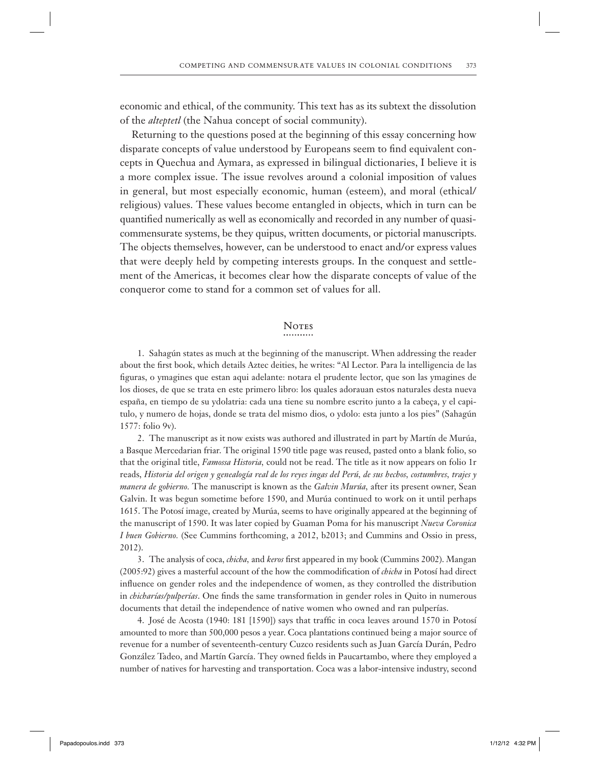economic and ethical, of the community. This text has as its subtext the dissolution of the *alteptetl* (the Nahua concept of social community).

Returning to the questions posed at the beginning of this essay concerning how disparate concepts of value understood by Europeans seem to find equivalent concepts in Quechua and Aymara, as expressed in bilingual dictionaries, I believe it is a more complex issue. The issue revolves around a colonial imposition of values in general, but most especially economic, human (esteem), and moral (ethical/religious) values. These values become entangled in objects, which in turn can be quantified numerically as well as economically and recorded in any number of quasi-commensurate systems, be they quipus, written documents, or pictorial manuscripts. The objects themselves, however, can be understood to enact and/or express values that were deeply held by competing interests groups. In the conquest and settlement of the Americas, it becomes clear how the disparate concepts of value of the conqueror come to stand for a common set of values for all.

## Notes

1. Sahagún states as much at the beginning of the manuscript. When addressing the reader about the first book, which details Aztec deities, he writes: "Al Lector. Para la intelligencia de las figuras, o ymagines que estan aqui adelante: notara el prudente lector, que son las ymagines de los dioses, de que se trata en este primero libro: los quales adorauan estos naturales desta nueva españa, en tiempo de su ydolatria: cada una tiene su nombre escrito junto a la cabeça, y el capitulo, y numero de hojas, donde se trata del mismo dios, o ydolo: esta junto a los pies" (Sahagún 1577: folio 9v).

2. The manuscript as it now exists was authored and illustrated in part by Martín de Murúa, a Basque Mercedarian friar. The original 1590 title page was reused, pasted onto a blank folio, so that the original title, *Famossa Historia*, could not be read. The title as it now appears on folio 1r reads, *Historia del origen y genealogía real de los reyes ingas del Perú, de sus hechos, costumbres, trajes y manera de gobierno*. The manuscript is known as the *Galvin Murúa*, after its present owner, Sean Galvin. It was begun sometime before 1590, and Murúa continued to work on it until perhaps 1615. The Potosí image, created by Murúa, seems to have originally appeared at the beginning of the manuscript of 1590. It was later copied by Guaman Poma for his manuscript *Nueva Coronica I buen Gobierno*. (See Cummins forthcoming, a 2012, b2013; and Cummins and Ossio in press, 2012).

3. The analysis of coca, *chicha*, and *keros* first appeared in my book (Cummins 2002). Mangan (2005:92) gives a masterful account of the how the commodification of *chicha* in Potosí had direct influence on gender roles and the independence of women, as they controlled the distribution in *chicharías/pulperías*. One finds the same transformation in gender roles in Quito in numerous documents that detail the independence of native women who owned and ran pulperías.

4. José de Acosta (1940: 181 [1590]) says that traffic in coca leaves around 1570 in Potosí amounted to more than 500,000 pesos a year. Coca plantations continued being a major source of revenue for a number of seventeenth-century Cuzco residents such as Juan García Durán, Pedro González Tadeo, and Martín García. They owned fields in Paucartambo, where they employed a number of natives for harvesting and transportation. Coca was a labor-intensive industry, second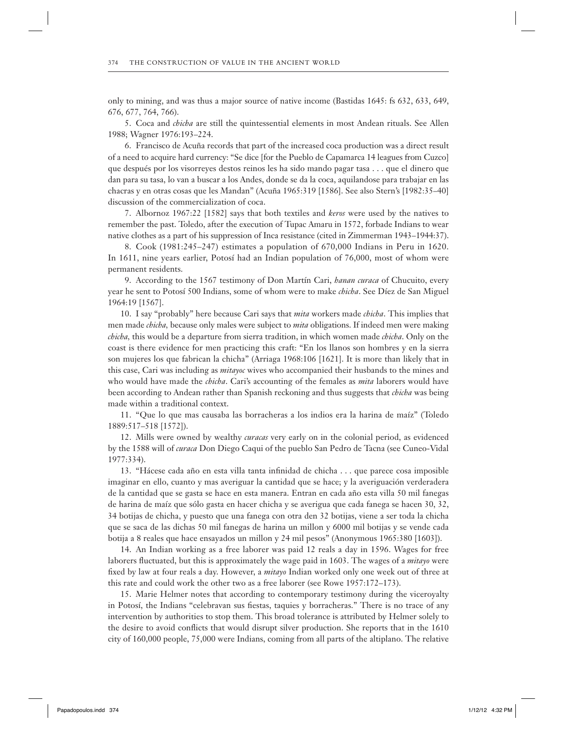only to mining, and was thus a major source of native income (Bastidas 1645: fs 632, 633, 649, 676, 677, 764, 766).

5. Coca and *chicha* are still the quintessential elements in most Andean rituals. See Allen 1988; Wagner 1976:193–224.

6. Francisco de Acuña records that part of the increased coca production was a direct result of a need to acquire hard currency: "Se dice [for the Pueblo de Capamarca 14 leagues from Cuzco] que después por los visorreyes destos reinos les ha sido mando pagar tasa . . . que el dinero que dan para su tasa, lo van a buscar a los Andes, donde se da la coca, aquilandose para trabajar en las chacras y en otras cosas que les Mandan" (Acuña 1965:319 [1586]. See also Stern's [1982:35–40] discussion of the commercialization of coca.

7. Albornoz 1967:22 [1582] says that both textiles and *keros* were used by the natives to remember the past. Toledo, after the execution of Tupac Amaru in 1572, forbade Indians to wear native clothes as a part of his suppression of Inca resistance (cited in Zimmerman 1943–1944:37).

8. Cook (1981:245–247) estimates a population of 670,000 Indians in Peru in 1620. In 1611, nine years earlier, Potosí had an Indian population of 76,000, most of whom were permanent residents.

9. According to the 1567 testimony of Don Martín Cari, *hanan curaca* of Chucuito, every year he sent to Potosí 500 Indians, some of whom were to make *chicha*. See Díez de San Miguel 1964:19 [1567].

10. I say "probably" here because Cari says that *mita* workers made *chicha*. This implies that men made *chicha*, because only males were subject to *mita* obligations. If indeed men were making *chicha*, this would be a departure from sierra tradition, in which women made *chicha*. Only on the coast is there evidence for men practicing this craft: "En los llanos son hombres y en la sierra son mujeres los que fabrican la chicha" (Arriaga 1968:106 [1621]. It is more than likely that in this case, Cari was including as *mitayoc* wives who accompanied their husbands to the mines and who would have made the *chicha*. Cari's accounting of the females as *mita* laborers would have been according to Andean rather than Spanish reckoning and thus suggests that *chicha* was being made within a traditional context.

11. "Que lo que mas causaba las borracheras a los indios era la harina de maíz" (Toledo 1889:517–518 [1572]).

12. Mills were owned by wealthy *curacas* very early on in the colonial period, as evidenced by the 1588 will of *curaca* Don Diego Caqui of the pueblo San Pedro de Tacna (see Cuneo-Vidal 1977:334).

13. "Hácese cada año en esta villa tanta infinidad de chicha . . . que parece cosa imposible imaginar en ello, cuanto y mas averiguar la cantidad que se hace; y la averiguación verderadera de la cantidad que se gasta se hace en esta manera. Entran en cada año esta villa 50 mil fanegas de harina de maíz que sólo gasta en hacer chicha y se averigua que cada fanega se hacen 30, 32, 34 botijas de chicha, y puesto que una fanega con otra den 32 botijas, viene a ser toda la chicha que se saca de las dichas 50 mil fanegas de harina un millon y 6000 mil botijas y se vende cada botija a 8 reales que hace ensayados un millon y 24 mil pesos" (Anonymous 1965:380 [1603]).

14. An Indian working as a free laborer was paid 12 reals a day in 1596. Wages for free laborers fluctuated, but this is approximately the wage paid in 1603. The wages of a *mitayo* were fixed by law at four reals a day. However, a *mitayo* Indian worked only one week out of three at this rate and could work the other two as a free laborer (see Rowe 1957:172–173).

15. Marie Helmer notes that according to contemporary testimony during the viceroyalty in Potosí, the Indians "celebravan sus fiestas, taquies y borracheras." There is no trace of any intervention by authorities to stop them. This broad tolerance is attributed by Helmer solely to the desire to avoid conflicts that would disrupt silver production. She reports that in the 1610 city of 160,000 people, 75,000 were Indians, coming from all parts of the altiplano. The relative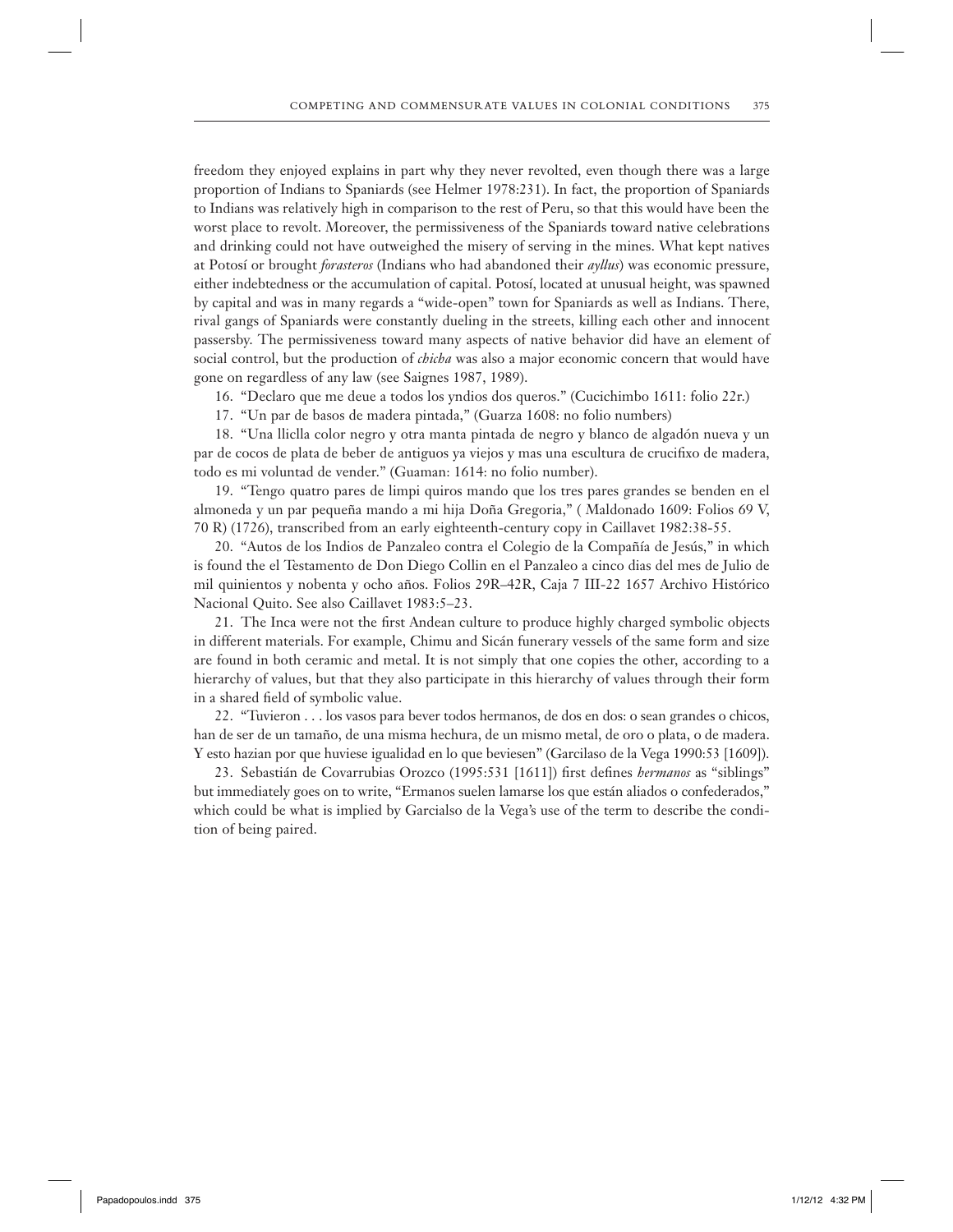freedom they enjoyed explains in part why they never revolted, even though there was a large proportion of Indians to Spaniards (see Helmer 1978:231). In fact, the proportion of Spaniards to Indians was relatively high in comparison to the rest of Peru, so that this would have been the worst place to revolt. Moreover, the permissiveness of the Spaniards toward native celebrations and drinking could not have outweighed the misery of serving in the mines. What kept natives at Potosí or brought *forasteros* (Indians who had abandoned their *ayllus*) was economic pressure, either indebtedness or the accumulation of capital. Potosí, located at unusual height, was spawned by capital and was in many regards a "wide-open" town for Spaniards as well as Indians. There, rival gangs of Spaniards were constantly dueling in the streets, killing each other and innocent passersby. The permissiveness toward many aspects of native behavior did have an element of social control, but the production of *chicha* was also a major economic concern that would have gone on regardless of any law (see Saignes 1987, 1989).

16. "Declaro que me deue a todos los yndios dos queros." (Cucichimbo 1611: folio 22r.)

17. "Un par de basos de madera pintada," (Guarza 1608: no folio numbers)

18. "Una lliclla color negro y otra manta pintada de negro y blanco de algadón nueva y un par de cocos de plata de beber de antiguos ya viejos y mas una escultura de crucifixo de madera, todo es mi voluntad de vender." (Guaman: 1614: no folio number).

19. "Tengo quatro pares de limpi quiros mando que los tres pares grandes se benden en el almoneda y un par pequeña mando a mi hija Doña Gregoria," ( Maldonado 1609: Folios 69 V, 70 R) (1726), transcribed from an early eighteenth-century copy in Caillavet 1982:38-55.

20. "Autos de los Indios de Panzaleo contra el Colegio de la Compañía de Jesús," in which is found the el Testamento de Don Diego Collin en el Panzaleo a cinco dias del mes de Julio de mil quinientos y nobenta y ocho años. Folios 29R–42R, Caja 7 III-22 1657 Archivo Histórico Nacional Quito. See also Caillavet 1983:5–23.

21. The Inca were not the first Andean culture to produce highly charged symbolic objects in different materials. For example, Chimu and Sicán funerary vessels of the same form and size are found in both ceramic and metal. It is not simply that one copies the other, according to a hierarchy of values, but that they also participate in this hierarchy of values through their form in a shared field of symbolic value.

22. "Tuvieron . . . los vasos para bever todos hermanos, de dos en dos: o sean grandes o chicos, han de ser de un tamaño, de una misma hechura, de un mismo metal, de oro o plata, o de madera. Y esto hazian por que huviese igualidad en lo que beviesen" (Garcilaso de la Vega 1990:53 [1609]).

23. Sebastián de Covarrubias Orozco (1995:531 [1611]) first defines *hermanos* as "siblings" but immediately goes on to write, "Ermanos suelen lamarse los que están aliados o confederados," which could be what is implied by Garcialso de la Vega's use of the term to describe the condition of being paired.